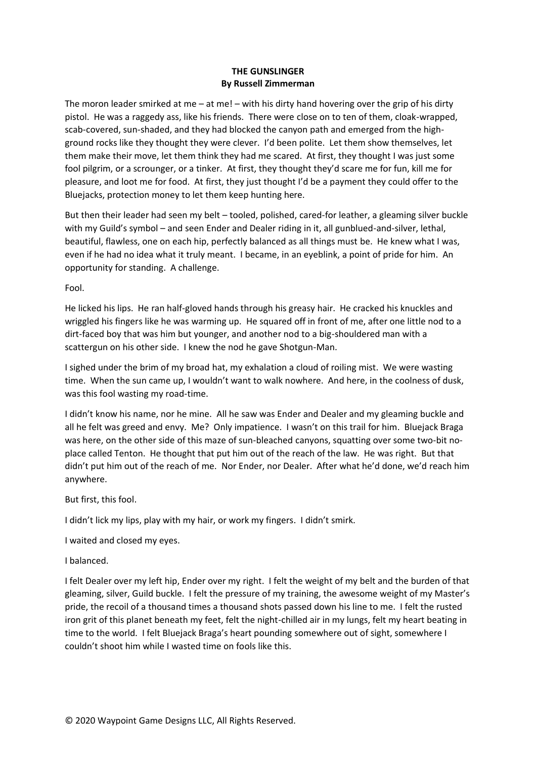**THE GUNSLINGER**
**By Russell Zimmerman**

The moron leader smirked at me – at me! – with his dirty hand hovering over the grip of his dirty pistol. He was a raggedy ass, like his friends. There were close on to ten of them, cloak-wrapped, scab-covered, sun-shaded, and they had blocked the canyon path and emerged from the high-ground rocks like they thought they were clever. I'd been polite. Let them show themselves, let them make their move, let them think they had me scared. At first, they thought I was just some fool pilgrim, or a scrounger, or a tinker. At first, they thought they'd scare me for fun, kill me for pleasure, and loot me for food. At first, they just thought I'd be a payment they could offer to the Bluejacks, protection money to let them keep hunting here.

But then their leader had seen my belt – tooled, polished, cared-for leather, a gleaming silver buckle with my Guild's symbol – and seen Ender and Dealer riding in it, all gunblued-and-silver, lethal, beautiful, flawless, one on each hip, perfectly balanced as all things must be. He knew what I was, even if he had no idea what it truly meant. I became, in an eyeblink, a point of pride for him. An opportunity for standing. A challenge.

Fool.

He licked his lips. He ran half-gloved hands through his greasy hair. He cracked his knuckles and wriggled his fingers like he was warming up. He squared off in front of me, after one little nod to a dirt-faced boy that was him but younger, and another nod to a big-shouldered man with a scattergun on his other side. I knew the nod he gave Shotgun-Man.

I sighed under the brim of my broad hat, my exhalation a cloud of roiling mist. We were wasting time. When the sun came up, I wouldn't want to walk nowhere. And here, in the coolness of dusk, was this fool wasting my road-time.

I didn't know his name, nor he mine. All he saw was Ender and Dealer and my gleaming buckle and all he felt was greed and envy. Me? Only impatience. I wasn't on this trail for him. Bluejack Braga was here, on the other side of this maze of sun-bleached canyons, squatting over some two-bit no-place called Tenton. He thought that put him out of the reach of the law. He was right. But that didn't put him out of the reach of me. Nor Ender, nor Dealer. After what he'd done, we'd reach him anywhere.

But first, this fool.

I didn't lick my lips, play with my hair, or work my fingers. I didn't smirk.

I waited and closed my eyes.

I balanced.

I felt Dealer over my left hip, Ender over my right. I felt the weight of my belt and the burden of that gleaming, silver, Guild buckle. I felt the pressure of my training, the awesome weight of my Master's pride, the recoil of a thousand times a thousand shots passed down his line to me. I felt the rusted iron grit of this planet beneath my feet, felt the night-chilled air in my lungs, felt my heart beating in time to the world. I felt Bluejack Braga's heart pounding somewhere out of sight, somewhere I couldn't shoot him while I wasted time on fools like this.

© 2020 Waypoint Game Designs LLC, All Rights Reserved.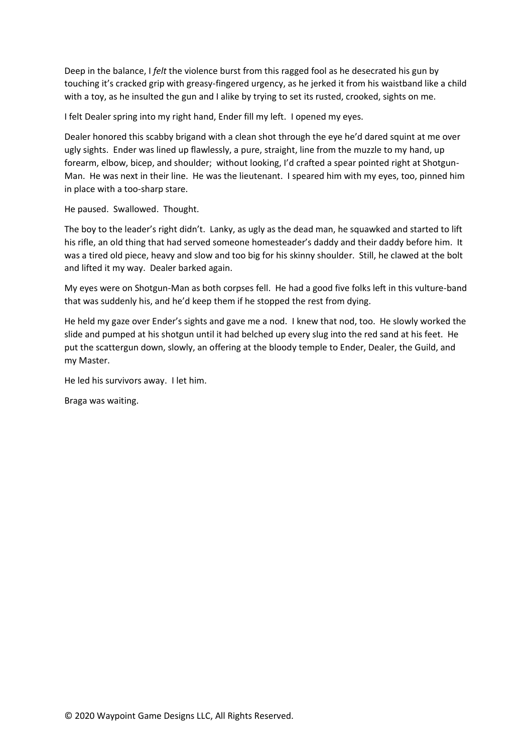Deep in the balance, I *felt* the violence burst from this ragged fool as he desecrated his gun by touching it's cracked grip with greasy-fingered urgency, as he jerked it from his waistband like a child with a toy, as he insulted the gun and I alike by trying to set its rusted, crooked, sights on me.

I felt Dealer spring into my right hand, Ender fill my left. I opened my eyes.

Dealer honored this scabby brigand with a clean shot through the eye he'd dared squint at me over ugly sights. Ender was lined up flawlessly, a pure, straight, line from the muzzle to my hand, up forearm, elbow, bicep, and shoulder; without looking, I'd crafted a spear pointed right at Shotgun-Man. He was next in their line. He was the lieutenant. I speared him with my eyes, too, pinned him in place with a too-sharp stare.

He paused. Swallowed. Thought.

The boy to the leader's right didn't. Lanky, as ugly as the dead man, he squawked and started to lift his rifle, an old thing that had served someone homesteader's daddy and their daddy before him. It was a tired old piece, heavy and slow and too big for his skinny shoulder. Still, he clawed at the bolt and lifted it my way. Dealer barked again.

My eyes were on Shotgun-Man as both corpses fell. He had a good five folks left in this vulture-band that was suddenly his, and he'd keep them if he stopped the rest from dying.

He held my gaze over Ender's sights and gave me a nod. I knew that nod, too. He slowly worked the slide and pumped at his shotgun until it had belched up every slug into the red sand at his feet. He put the scattergun down, slowly, an offering at the bloody temple to Ender, Dealer, the Guild, and my Master.

He led his survivors away. I let him.

Braga was waiting.

© 2020 Waypoint Game Designs LLC, All Rights Reserved.